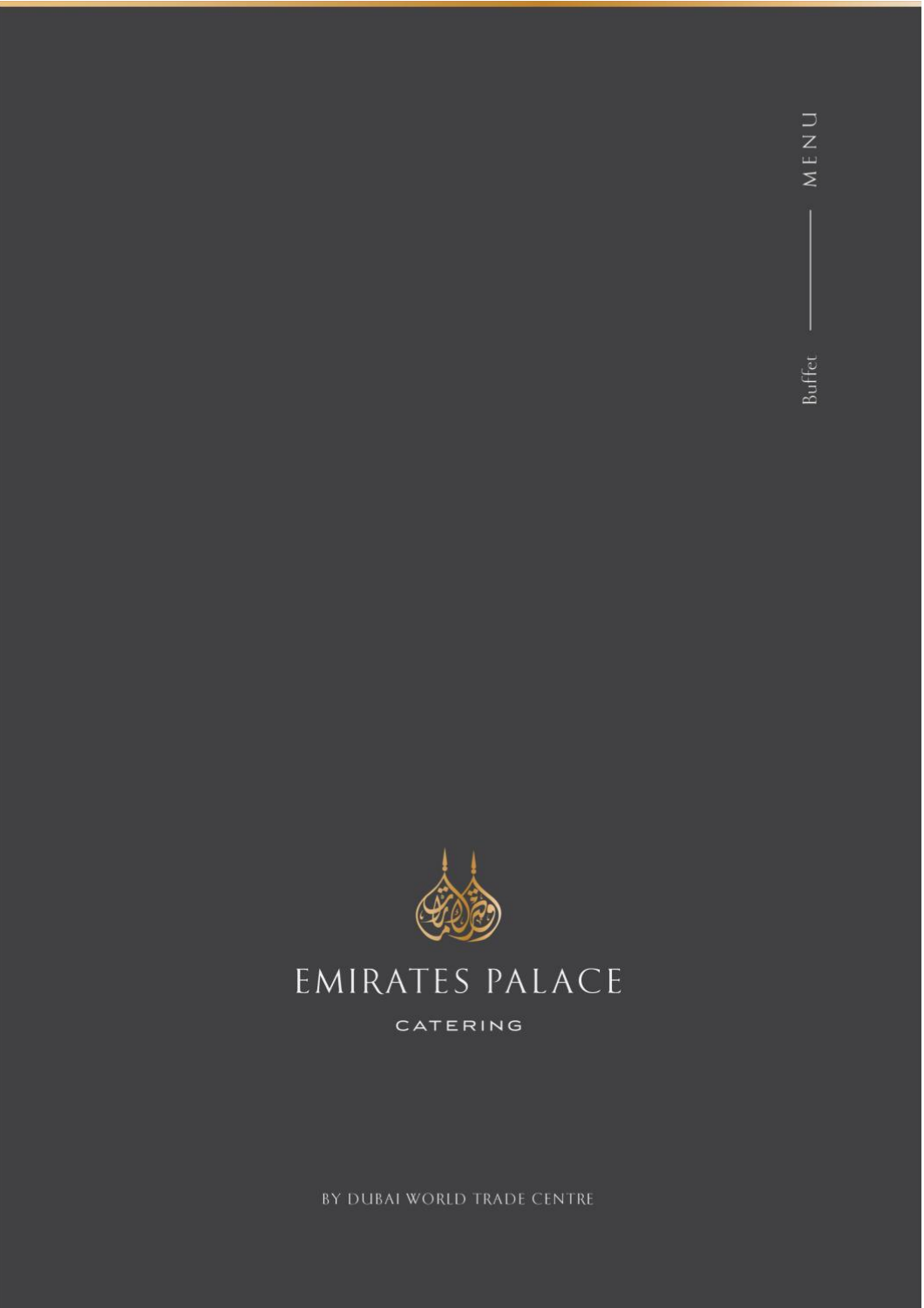Buffet — MENU

# EMIRATES PALACE

CATERING

BY DUBAI WORLD TRADE CENTRE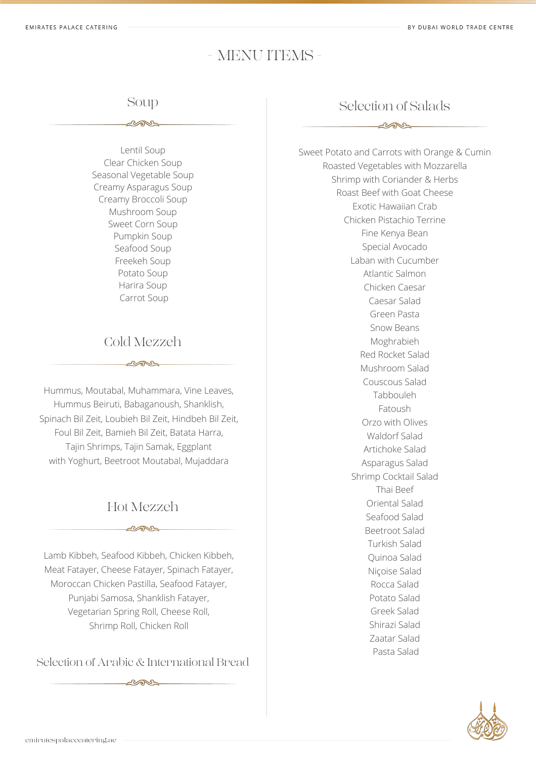# - MENU ITEMS -

## Soup

Lentil Soup
Clear Chicken Soup
Seasonal Vegetable Soup
Creamy Asparagus Soup
Creamy Broccoli Soup
Mushroom Soup
Sweet Corn Soup
Pumpkin Soup
Seafood Soup
Freekeh Soup
Potato Soup
Harira Soup
Carrot Soup

## Cold Mezzeh

Hummus, Moutabal, Muhammara, Vine Leaves, Hummus Beiruti, Babaganoush, Shanklish, Spinach Bil Zeit, Loubieh Bil Zeit, Hindbeh Bil Zeit, Foul Bil Zeit, Bamieh Bil Zeit, Batata Harra, Tajin Shrimps, Tajin Samak, Eggplant with Yoghurt, Beetroot Moutabal, Mujaddara

## Hot Mezzeh

Lamb Kibbeh, Seafood Kibbeh, Chicken Kibbeh, Meat Fatayer, Cheese Fatayer, Spinach Fatayer, Moroccan Chicken Pastilla, Seafood Fatayer, Punjabi Samosa, Shanklish Fatayer, Vegetarian Spring Roll, Cheese Roll, Shrimp Roll, Chicken Roll

## Selection of Arabic & International Bread

## Selection of Salads

Sweet Potato and Carrots with Orange & Cumin
Roasted Vegetables with Mozzarella
Shrimp with Coriander & Herbs
Roast Beef with Goat Cheese
Exotic Hawaiian Crab
Chicken Pistachio Terrine
Fine Kenya Bean
Special Avocado
Laban with Cucumber
Atlantic Salmon
Chicken Caesar
Caesar Salad
Green Pasta
Snow Beans
Moghrabieh
Red Rocket Salad
Mushroom Salad
Couscous Salad
Tabbouleh
Fatoush
Orzo with Olives
Waldorf Salad
Artichoke Salad
Asparagus Salad
Shrimp Cocktail Salad
Thai Beef
Oriental Salad
Seafood Salad
Beetroot Salad
Turkish Salad
Quinoa Salad
Niçoise Salad
Rocca Salad
Potato Salad
Greek Salad
Shirazi Salad
Zaatar Salad
Pasta Salad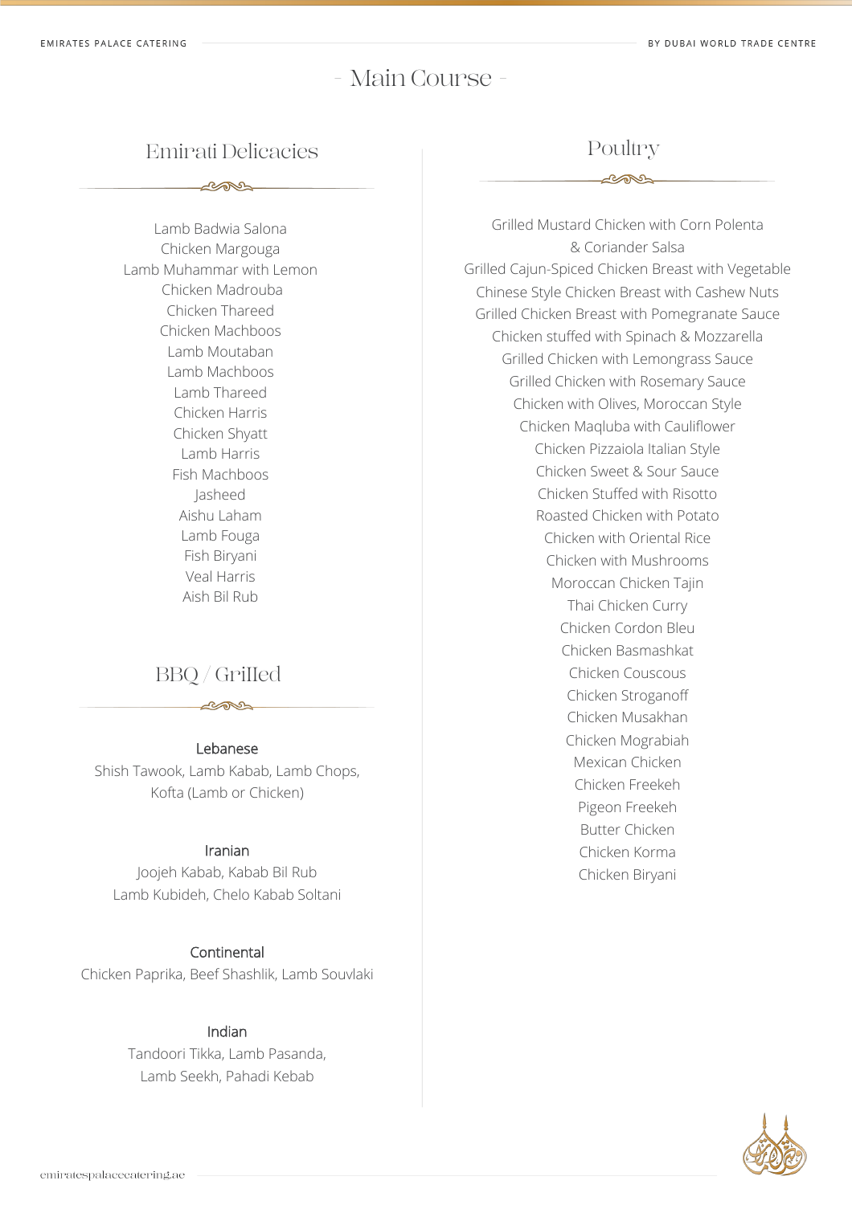# Main Course

## Emirati Delicacies

Lamb Badwia Salona
Chicken Margouga
Lamb Muhammar with Lemon
Chicken Madrouba
Chicken Thareed
Chicken Machboos
Lamb Moutaban
Lamb Machboos
Lamb Thareed
Chicken Harris
Chicken Shyatt
Lamb Harris
Fish Machboos
Jasheed
Aishu Laham
Lamb Fouga
Fish Biryani
Veal Harris
Aish Bil Rub

## BBQ / Grilled

**Lebanese**
Shish Tawook, Lamb Kabab, Lamb Chops,
Kofta (Lamb or Chicken)

**Iranian**
Joojeh Kabab, Kabab Bil Rub
Lamb Kubideh, Chelo Kabab Soltani

**Continental**
Chicken Paprika, Beef Shashlik, Lamb Souvlaki

**Indian**
Tandoori Tikka, Lamb Pasanda,
Lamb Seekh, Pahadi Kebab

## Poultry

Grilled Mustard Chicken with Corn Polenta
& Coriander Salsa
Grilled Cajun-Spiced Chicken Breast with Vegetable
Chinese Style Chicken Breast with Cashew Nuts
Grilled Chicken Breast with Pomegranate Sauce
Chicken stuffed with Spinach & Mozzarella
Grilled Chicken with Lemongrass Sauce
Grilled Chicken with Rosemary Sauce
Chicken with Olives, Moroccan Style
Chicken Maqluba with Cauliflower
Chicken Pizzaiola Italian Style
Chicken Sweet & Sour Sauce
Chicken Stuffed with Risotto
Roasted Chicken with Potato
Chicken with Oriental Rice
Chicken with Mushrooms
Moroccan Chicken Tajin
Thai Chicken Curry
Chicken Cordon Bleu
Chicken Basmashkat
Chicken Couscous
Chicken Stroganoff
Chicken Musakhan
Chicken Mograbiah
Mexican Chicken
Chicken Freekeh
Pigeon Freekeh
Butter Chicken
Chicken Korma
Chicken Biryani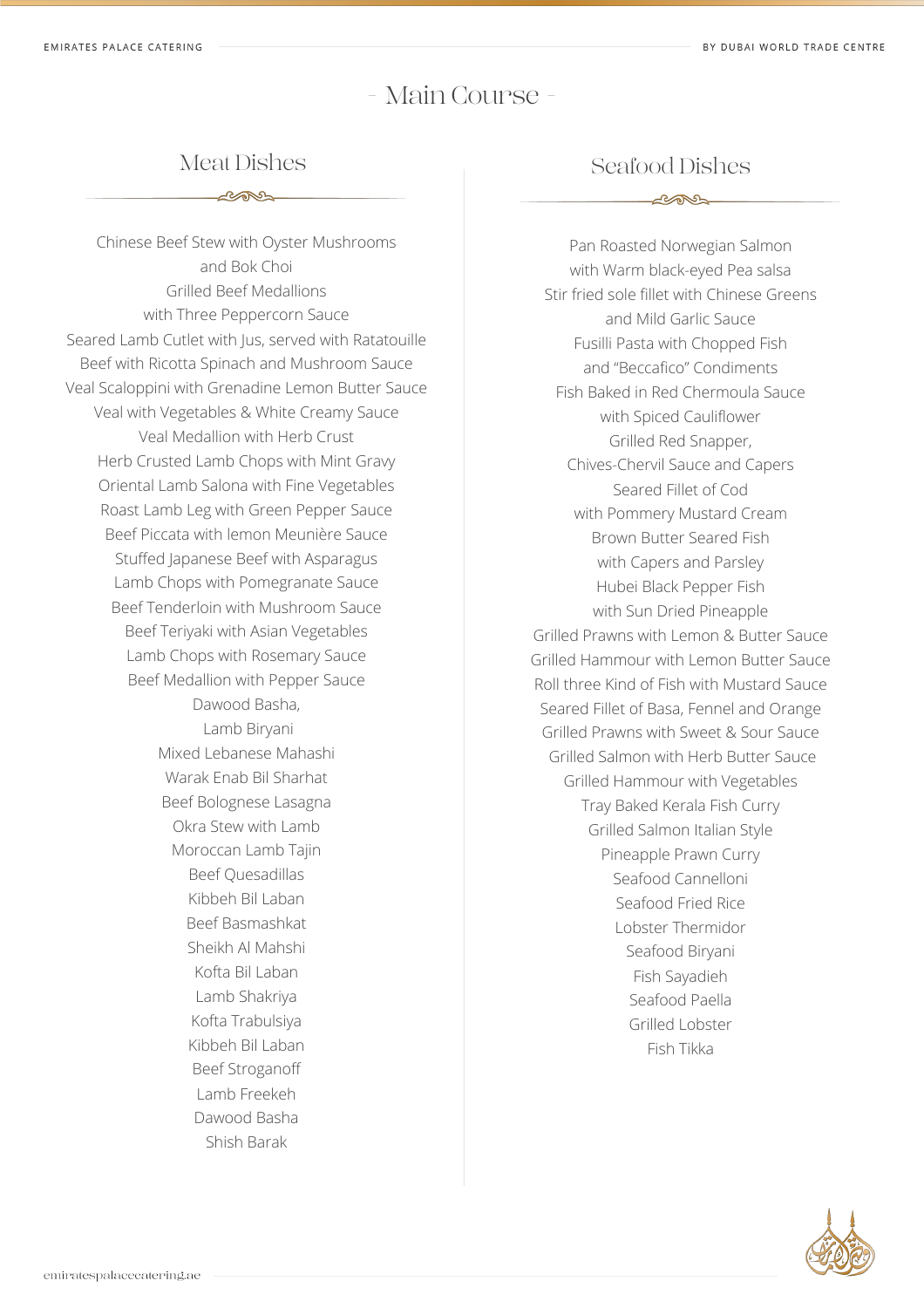# - Main Course -

## Meat Dishes

Chinese Beef Stew with Oyster Mushrooms and Bok Choi
Grilled Beef Medallions with Three Peppercorn Sauce
Seared Lamb Cutlet with Jus, served with Ratatouille
Beef with Ricotta Spinach and Mushroom Sauce
Veal Scaloppini with Grenadine Lemon Butter Sauce
Veal with Vegetables & White Creamy Sauce
Veal Medallion with Herb Crust
Herb Crusted Lamb Chops with Mint Gravy
Oriental Lamb Salona with Fine Vegetables
Roast Lamb Leg with Green Pepper Sauce
Beef Piccata with lemon Meunière Sauce
Stuffed Japanese Beef with Asparagus
Lamb Chops with Pomegranate Sauce
Beef Tenderloin with Mushroom Sauce
Beef Teriyaki with Asian Vegetables
Lamb Chops with Rosemary Sauce
Beef Medallion with Pepper Sauce
Dawood Basha,
Lamb Biryani
Mixed Lebanese Mahashi
Warak Enab Bil Sharhat
Beef Bolognese Lasagna
Okra Stew with Lamb
Moroccan Lamb Tajin
Beef Quesadillas
Kibbeh Bil Laban
Beef Basmashkat
Sheikh Al Mahshi
Kofta Bil Laban
Lamb Shakriya
Kofta Trabulsiya
Kibbeh Bil Laban
Beef Stroganoff
Lamb Freekeh
Dawood Basha
Shish Barak

## Seafood Dishes

Pan Roasted Norwegian Salmon with Warm black-eyed Pea salsa
Stir fried sole fillet with Chinese Greens and Mild Garlic Sauce
Fusilli Pasta with Chopped Fish and "Beccafico" Condiments
Fish Baked in Red Chermoula Sauce with Spiced Cauliflower
Grilled Red Snapper, Chives-Chervil Sauce and Capers
Seared Fillet of Cod with Pommery Mustard Cream
Brown Butter Seared Fish with Capers and Parsley
Hubei Black Pepper Fish with Sun Dried Pineapple
Grilled Prawns with Lemon & Butter Sauce
Grilled Hammour with Lemon Butter Sauce
Roll three Kind of Fish with Mustard Sauce
Seared Fillet of Basa, Fennel and Orange
Grilled Prawns with Sweet & Sour Sauce
Grilled Salmon with Herb Butter Sauce
Grilled Hammour with Vegetables
Tray Baked Kerala Fish Curry
Grilled Salmon Italian Style
Pineapple Prawn Curry
Seafood Cannelloni
Seafood Fried Rice
Lobster Thermidor
Seafood Biryani
Fish Sayadieh
Seafood Paella
Grilled Lobster
Fish Tikka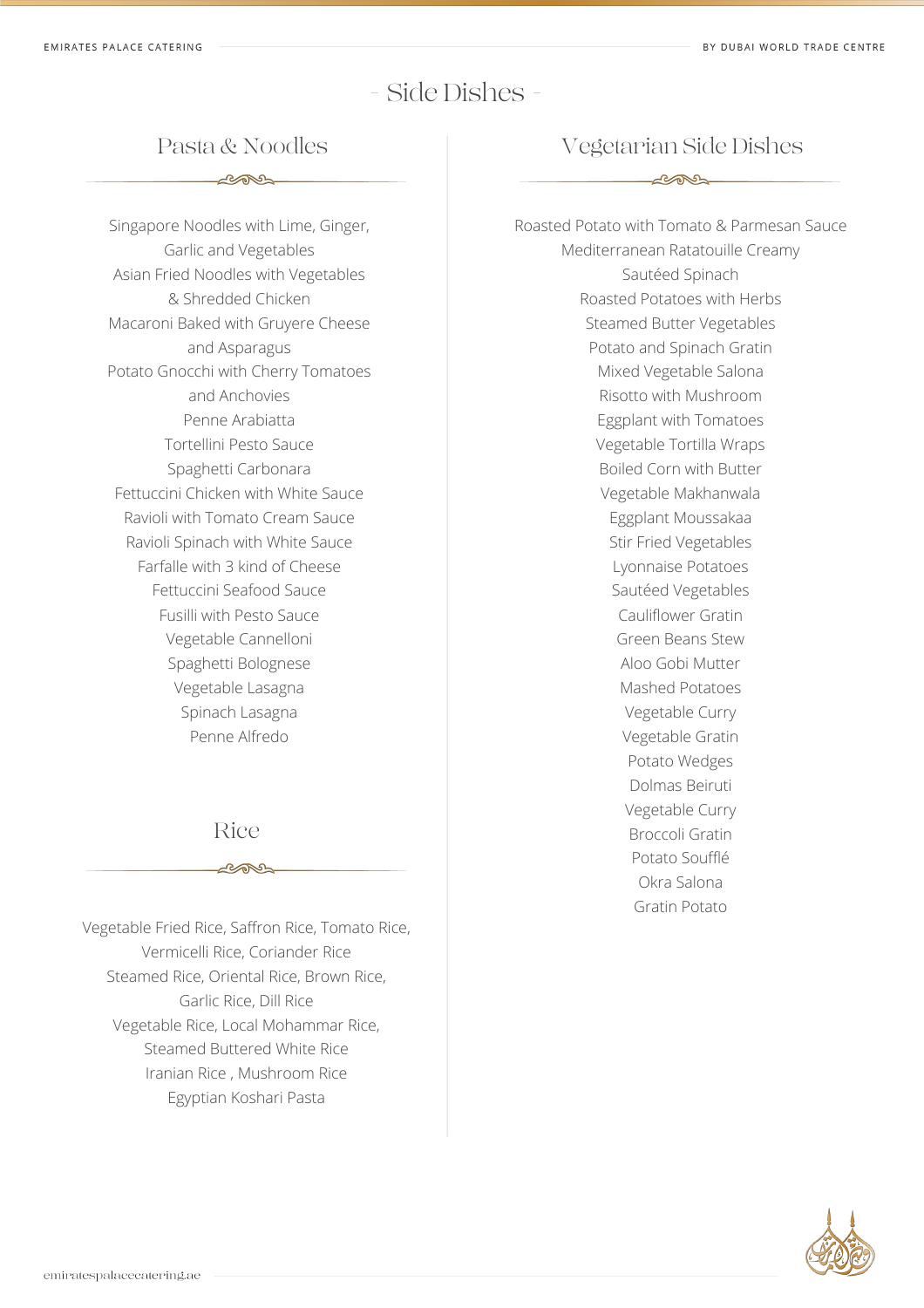# - Side Dishes -

## Pasta & Noodles

Singapore Noodles with Lime, Ginger, Garlic and Vegetables
Asian Fried Noodles with Vegetables & Shredded Chicken
Macaroni Baked with Gruyere Cheese and Asparagus
Potato Gnocchi with Cherry Tomatoes and Anchovies
Penne Arabiatta
Tortellini Pesto Sauce
Spaghetti Carbonara
Fettuccini Chicken with White Sauce
Ravioli with Tomato Cream Sauce
Ravioli Spinach with White Sauce
Farfalle with 3 kind of Cheese
Fettuccini Seafood Sauce
Fusilli with Pesto Sauce
Vegetable Cannelloni
Spaghetti Bolognese
Vegetable Lasagna
Spinach Lasagna
Penne Alfredo

## Rice

Vegetable Fried Rice, Saffron Rice, Tomato Rice, Vermicelli Rice, Coriander Rice
Steamed Rice, Oriental Rice, Brown Rice, Garlic Rice, Dill Rice
Vegetable Rice, Local Mohammar Rice, Steamed Buttered White Rice
Iranian Rice , Mushroom Rice
Egyptian Koshari Pasta

## Vegetarian Side Dishes

Roasted Potato with Tomato & Parmesan Sauce
Mediterranean Ratatouille Creamy
Sautéed Spinach
Roasted Potatoes with Herbs
Steamed Butter Vegetables
Potato and Spinach Gratin
Mixed Vegetable Salona
Risotto with Mushroom
Eggplant with Tomatoes
Vegetable Tortilla Wraps
Boiled Corn with Butter
Vegetable Makhanwala
Eggplant Moussakaa
Stir Fried Vegetables
Lyonnaise Potatoes
Sautéed Vegetables
Cauliflower Gratin
Green Beans Stew
Aloo Gobi Mutter
Mashed Potatoes
Vegetable Curry
Vegetable Gratin
Potato Wedges
Dolmas Beiruti
Vegetable Curry
Broccoli Gratin
Potato Soufflé
Okra Salona
Gratin Potato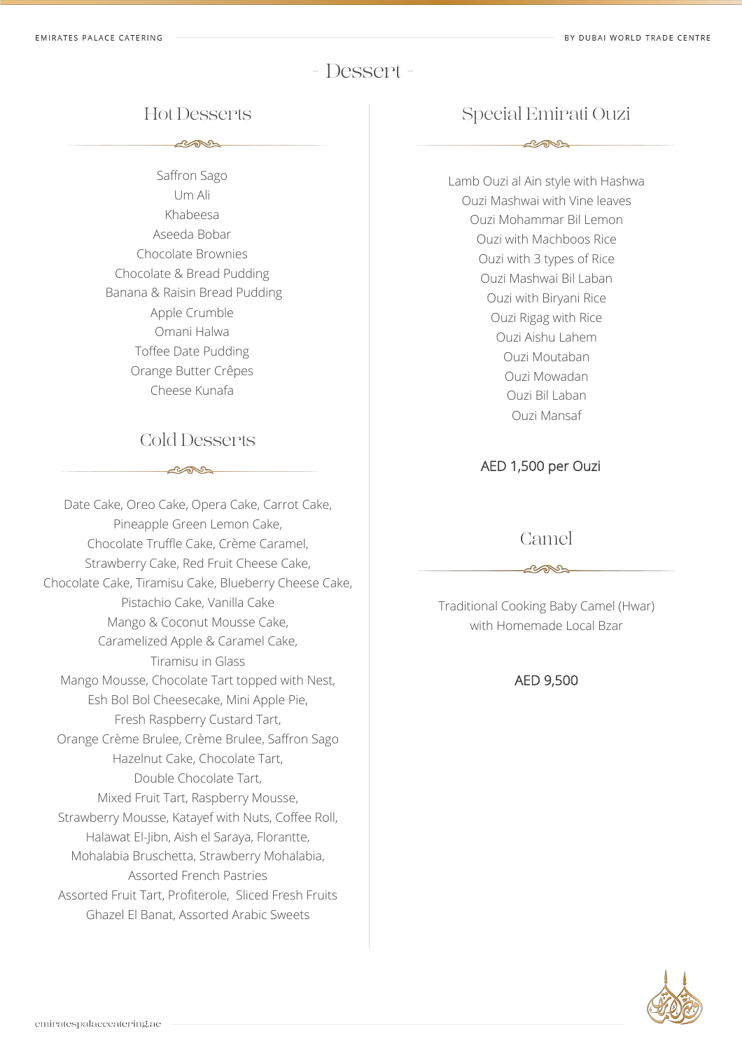# - Dessert -

## Hot Desserts

Saffron Sago
Um Ali
Khabeesa
Aseeda Bobar
Chocolate Brownies
Chocolate & Bread Pudding
Banana & Raisin Bread Pudding
Apple Crumble
Omani Halwa
Toffee Date Pudding
Orange Butter Crêpes
Cheese Kunafa

## Cold Desserts

Date Cake, Oreo Cake, Opera Cake, Carrot Cake,
Pineapple Green Lemon Cake,
Chocolate Truffle Cake, Crème Caramel,
Strawberry Cake, Red Fruit Cheese Cake,
Chocolate Cake, Tiramisu Cake, Blueberry Cheese Cake,
Pistachio Cake, Vanilla Cake
Mango & Coconut Mousse Cake,
Caramelized Apple & Caramel Cake,
Tiramisu in Glass
Mango Mousse, Chocolate Tart topped with Nest,
Esh Bol Bol Cheesecake, Mini Apple Pie,
Fresh Raspberry Custard Tart,
Orange Crème Brulee, Crème Brulee, Saffron Sago
Hazelnut Cake, Chocolate Tart,
Double Chocolate Tart,
Mixed Fruit Tart, Raspberry Mousse,
Strawberry Mousse, Katayef with Nuts, Coffee Roll,
Halawat El-Jibn, Aish el Saraya, Florantte,
Mohalabia Bruschetta, Strawberry Mohalabia,
Assorted French Pastries
Assorted Fruit Tart, Profiterole, Sliced Fresh Fruits
Ghazel El Banat, Assorted Arabic Sweets

## Special Emirati Ouzi

Lamb Ouzi al Ain style with Hashwa
Ouzi Mashwai with Vine leaves
Ouzi Mohammar Bil Lemon
Ouzi with Machboos Rice
Ouzi with 3 types of Rice
Ouzi Mashwai Bil Laban
Ouzi with Biryani Rice
Ouzi Rigag with Rice
Ouzi Aishu Lahem
Ouzi Moutaban
Ouzi Mowadan
Ouzi Bil Laban
Ouzi Mansaf

AED 1,500 per Ouzi

## Camel

Traditional Cooking Baby Camel (Hwar)
with Homemade Local Bzar

AED 9,500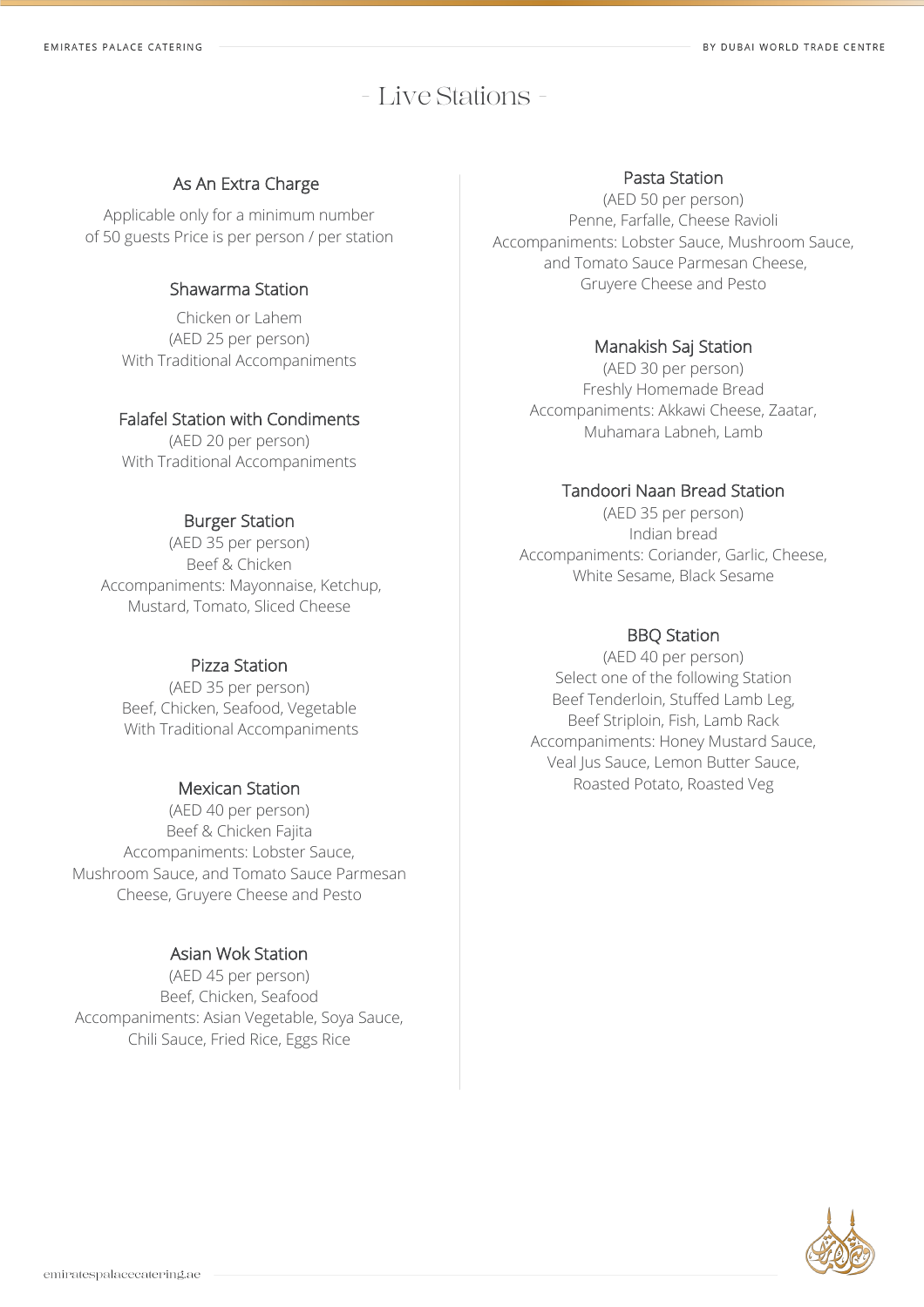# - Live Stations -

## As An Extra Charge

Applicable only for a minimum number of 50 guests Price is per person / per station

### Shawarma Station

Chicken or Lahem
(AED 25 per person)
With Traditional Accompaniments

### Falafel Station with Condiments

(AED 20 per person)
With Traditional Accompaniments

### Burger Station

(AED 35 per person)
Beef & Chicken
Accompaniments: Mayonnaise, Ketchup, Mustard, Tomato, Sliced Cheese

### Pizza Station

(AED 35 per person)
Beef, Chicken, Seafood, Vegetable
With Traditional Accompaniments

### Mexican Station

(AED 40 per person)
Beef & Chicken Fajita
Accompaniments: Lobster Sauce, Mushroom Sauce, and Tomato Sauce Parmesan Cheese, Gruyere Cheese and Pesto

### Asian Wok Station

(AED 45 per person)
Beef, Chicken, Seafood
Accompaniments: Asian Vegetable, Soya Sauce, Chili Sauce, Fried Rice, Eggs Rice

### Pasta Station

(AED 50 per person)
Penne, Farfalle, Cheese Ravioli
Accompaniments: Lobster Sauce, Mushroom Sauce, and Tomato Sauce Parmesan Cheese, Gruyere Cheese and Pesto

### Manakish Saj Station

(AED 30 per person)
Freshly Homemade Bread
Accompaniments: Akkawi Cheese, Zaatar, Muhamara Labneh, Lamb

### Tandoori Naan Bread Station

(AED 35 per person)
Indian bread
Accompaniments: Coriander, Garlic, Cheese, White Sesame, Black Sesame

### BBQ Station

(AED 40 per person)
Select one of the following Station
Beef Tenderloin, Stuffed Lamb Leg, Beef Striploin, Fish, Lamb Rack
Accompaniments: Honey Mustard Sauce, Veal Jus Sauce, Lemon Butter Sauce, Roasted Potato, Roasted Veg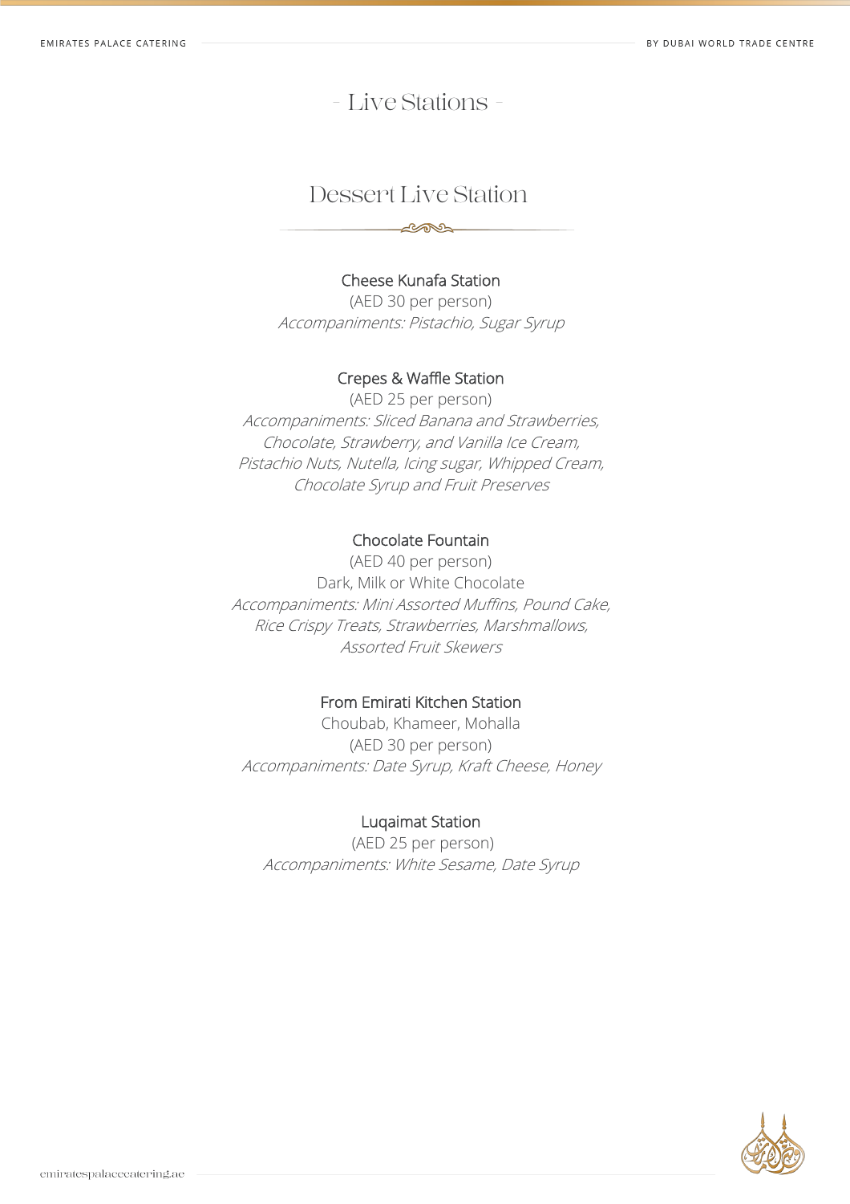# - Live Stations -

## Dessert Live Station

### Cheese Kunafa Station

(AED 30 per person)

*Accompaniments: Pistachio, Sugar Syrup*

### Crepes & Waffle Station

(AED 25 per person)

*Accompaniments: Sliced Banana and Strawberries, Chocolate, Strawberry, and Vanilla Ice Cream, Pistachio Nuts, Nutella, Icing sugar, Whipped Cream, Chocolate Syrup and Fruit Preserves*

### Chocolate Fountain

(AED 40 per person)

Dark, Milk or White Chocolate

*Accompaniments: Mini Assorted Muffins, Pound Cake, Rice Crispy Treats, Strawberries, Marshmallows, Assorted Fruit Skewers*

### From Emirati Kitchen Station

Choubab, Khameer, Mohalla

(AED 30 per person)

*Accompaniments: Date Syrup, Kraft Cheese, Honey*

### Luqaimat Station

(AED 25 per person)

*Accompaniments: White Sesame, Date Syrup*